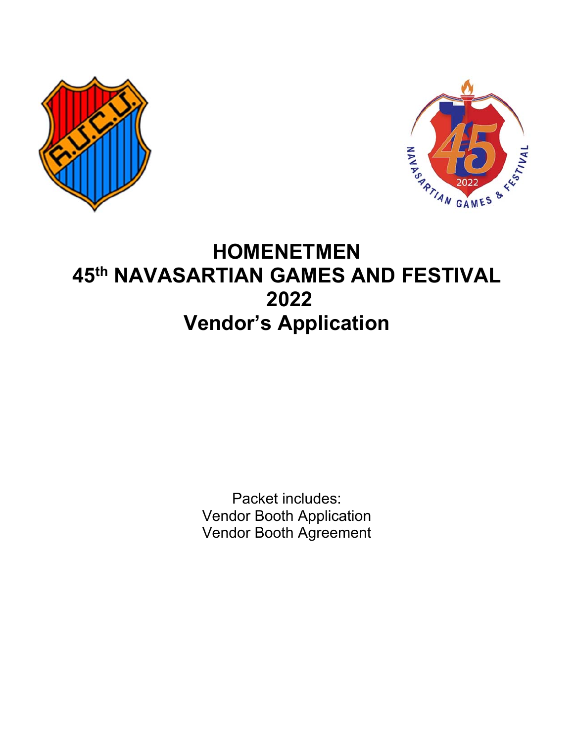# HOMENETMEN
# 45th NAVASARTIAN GAMES AND FESTIVAL
# 2022
# Vendor's Application

Packet includes:
Vendor Booth Application
Vendor Booth Agreement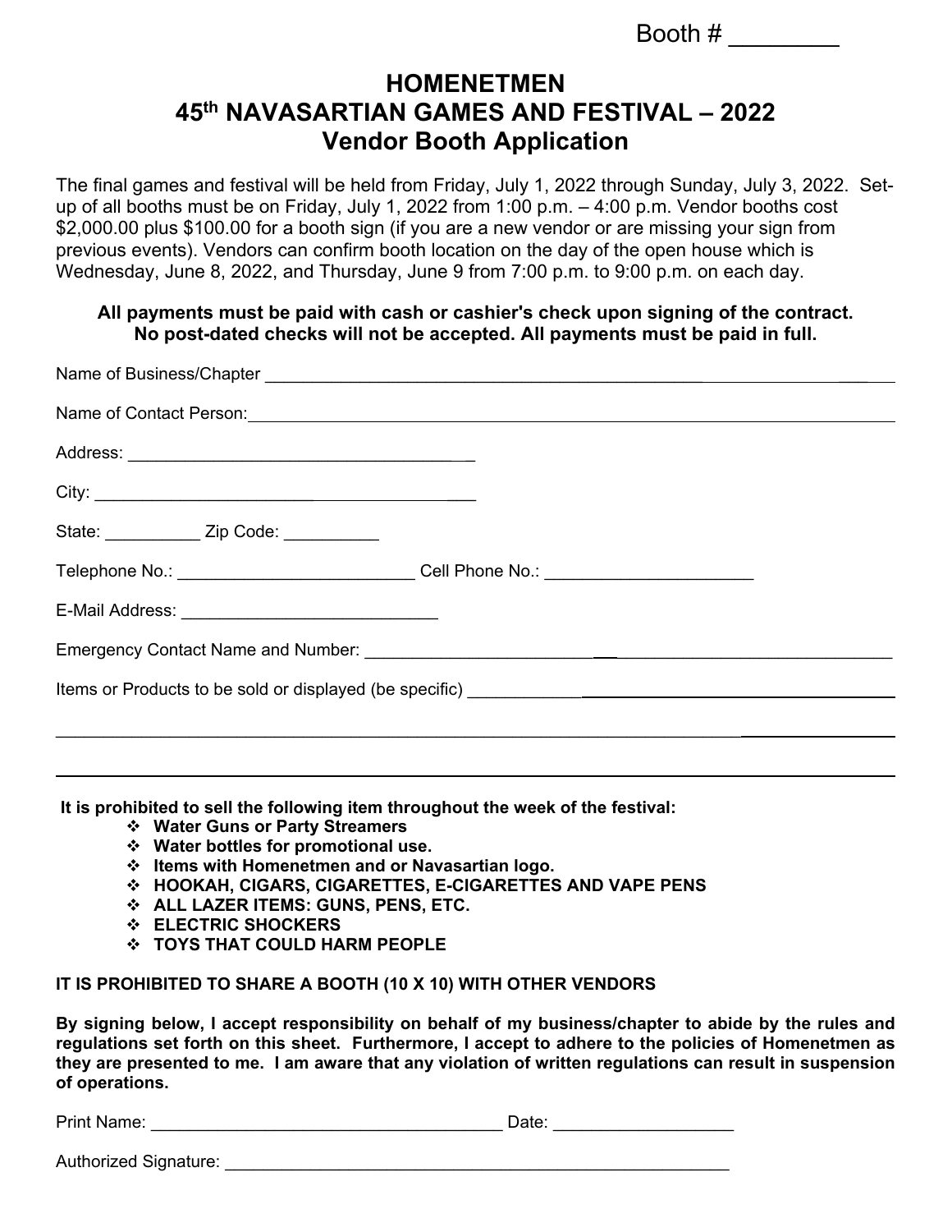Booth # ________

# HOMENETMEN
# 45th NAVASARTIAN GAMES AND FESTIVAL – 2022
# Vendor Booth Application

The final games and festival will be held from Friday, July 1, 2022 through Sunday, July 3, 2022. Set-up of all booths must be on Friday, July 1, 2022 from 1:00 p.m. – 4:00 p.m. Vendor booths cost $2,000.00 plus $100.00 for a booth sign (if you are a new vendor or are missing your sign from previous events). Vendors can confirm booth location on the day of the open house which is Wednesday, June 8, 2022, and Thursday, June 9 from 7:00 p.m. to 9:00 p.m. on each day.

**All payments must be paid with cash or cashier's check upon signing of the contract. No post-dated checks will not be accepted. All payments must be paid in full.**

Name of Business/Chapter ______________________________________________

Name of Contact Person: ______________________________________________

Address: ____________________________________

City: ____________________________________

State: __________ Zip Code: __________

Telephone No.: ________________________ Cell Phone No.: _____________________

E-Mail Address: __________________________

Emergency Contact Name and Number: ______________________________________________

Items or Products to be sold or displayed (be specific) ______________________________________________

______________________________________________________________________________

______________________________________________________________________________

**It is prohibited to sell the following item throughout the week of the festival:**

- **Water Guns or Party Streamers**
- **Water bottles for promotional use.**
- **Items with Homenetmen and or Navasartian logo.**
- **HOOKAH, CIGARS, CIGARETTES, E-CIGARETTES AND VAPE PENS**
- **ALL LAZER ITEMS: GUNS, PENS, ETC.**
- **ELECTRIC SHOCKERS**
- **TOYS THAT COULD HARM PEOPLE**

**IT IS PROHIBITED TO SHARE A BOOTH (10 X 10) WITH OTHER VENDORS**

**By signing below, I accept responsibility on behalf of my business/chapter to abide by the rules and regulations set forth on this sheet. Furthermore, I accept to adhere to the policies of Homenetmen as they are presented to me. I am aware that any violation of written regulations can result in suspension of operations.**

Print Name: ____________________________________ Date: __________________

Authorized Signature: ______________________________________________________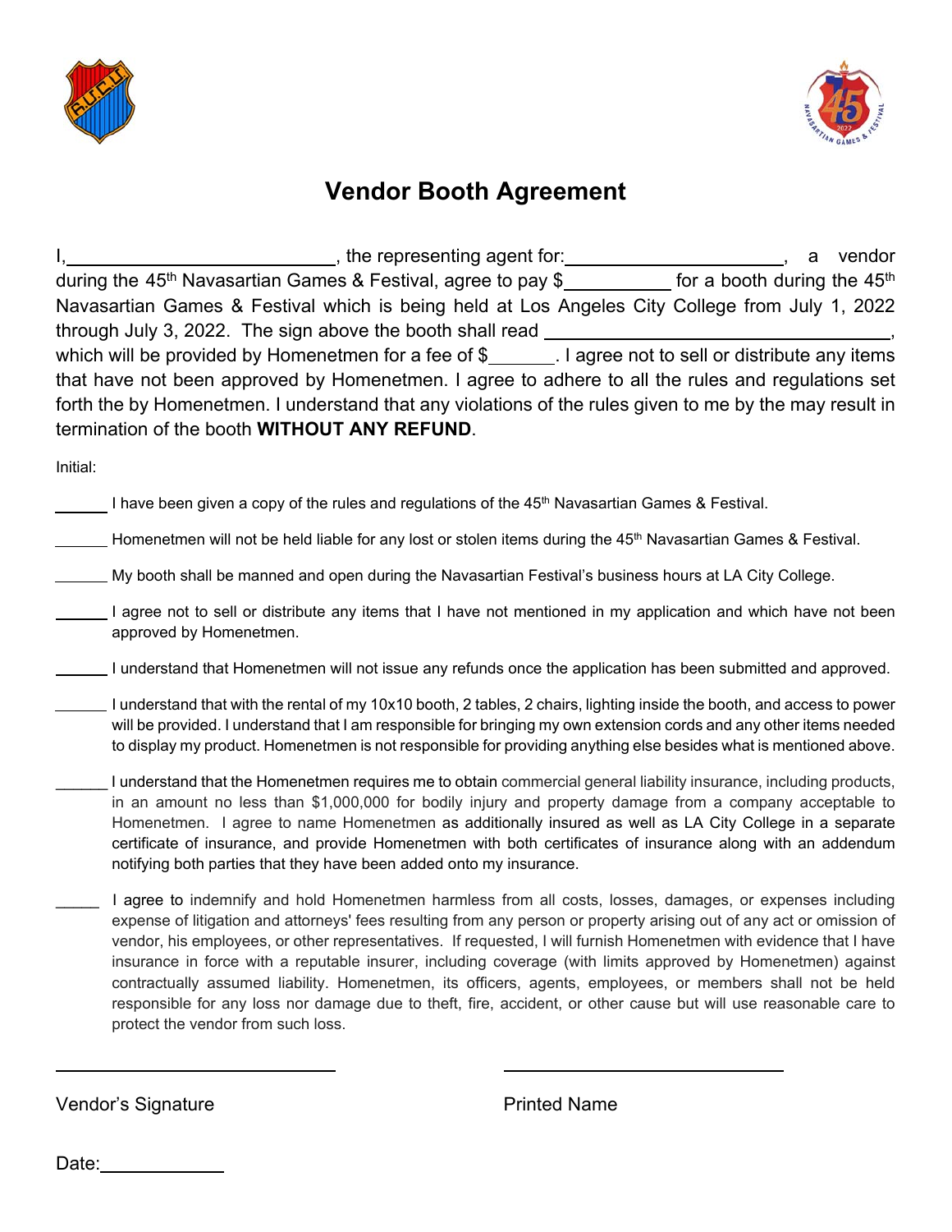# Vendor Booth Agreement

I,\_\_\_\_\_\_\_\_\_\_\_\_\_\_\_\_\_\_\_\_\_\_\_\_\_\_, the representing agent for:\_\_\_\_\_\_\_\_\_\_\_\_\_\_\_\_\_\_\_\_\_\_, a vendor during the 45th Navasartian Games & Festival, agree to pay $\_\_\_\_\_\_\_\_\_\_\_ for a booth during the 45th Navasartian Games & Festival which is being held at Los Angeles City College from July 1, 2022 through July 3, 2022. The sign above the booth shall read \_\_\_\_\_\_\_\_\_\_\_\_\_\_\_\_\_\_\_\_\_\_\_\_\_\_\_\_\_\_\_\_\_\_\_\_\_\_, which will be provided by Homenetmen for a fee of $\_\_\_\_\_\_\_. I agree not to sell or distribute any items that have not been approved by Homenetmen. I agree to adhere to all the rules and regulations set forth the by Homenetmen. I understand that any violations of the rules given to me by the may result in termination of the booth **WITHOUT ANY REFUND**.

Initial:

\_\_\_\_\_\_ I have been given a copy of the rules and regulations of the 45th Navasartian Games & Festival.

\_\_\_\_\_\_ Homenetmen will not be held liable for any lost or stolen items during the 45th Navasartian Games & Festival.

\_\_\_\_\_\_ My booth shall be manned and open during the Navasartian Festival's business hours at LA City College.

\_\_\_\_\_\_ I agree not to sell or distribute any items that I have not mentioned in my application and which have not been approved by Homenetmen.

\_\_\_\_\_\_ I understand that Homenetmen will not issue any refunds once the application has been submitted and approved.

\_\_\_\_\_\_ I understand that with the rental of my 10x10 booth, 2 tables, 2 chairs, lighting inside the booth, and access to power will be provided. I understand that I am responsible for bringing my own extension cords and any other items needed to display my product. Homenetmen is not responsible for providing anything else besides what is mentioned above.

\_\_\_\_\_\_ I understand that the Homenetmen requires me to obtain commercial general liability insurance, including products, in an amount no less than $1,000,000 for bodily injury and property damage from a company acceptable to Homenetmen. I agree to name Homenetmen as additionally insured as well as LA City College in a separate certificate of insurance, and provide Homenetmen with both certificates of insurance along with an addendum notifying both parties that they have been added onto my insurance.

\_\_\_\_\_ I agree to indemnify and hold Homenetmen harmless from all costs, losses, damages, or expenses including expense of litigation and attorneys' fees resulting from any person or property arising out of any act or omission of vendor, his employees, or other representatives. If requested, I will furnish Homenetmen with evidence that I have insurance in force with a reputable insurer, including coverage (with limits approved by Homenetmen) against contractually assumed liability. Homenetmen, its officers, agents, employees, or members shall not be held responsible for any loss nor damage due to theft, fire, accident, or other cause but will use reasonable care to protect the vendor from such loss.

\_\_\_\_\_\_\_\_\_\_\_\_\_\_\_\_\_\_\_\_\_\_\_\_\_\_\_\_\_\_ \_\_\_\_\_\_\_\_\_\_\_\_\_\_\_\_\_\_\_\_\_\_\_\_\_\_\_\_\_\_

Vendor's Signature Printed Name

Date:\_\_\_\_\_\_\_\_\_\_\_\_\_